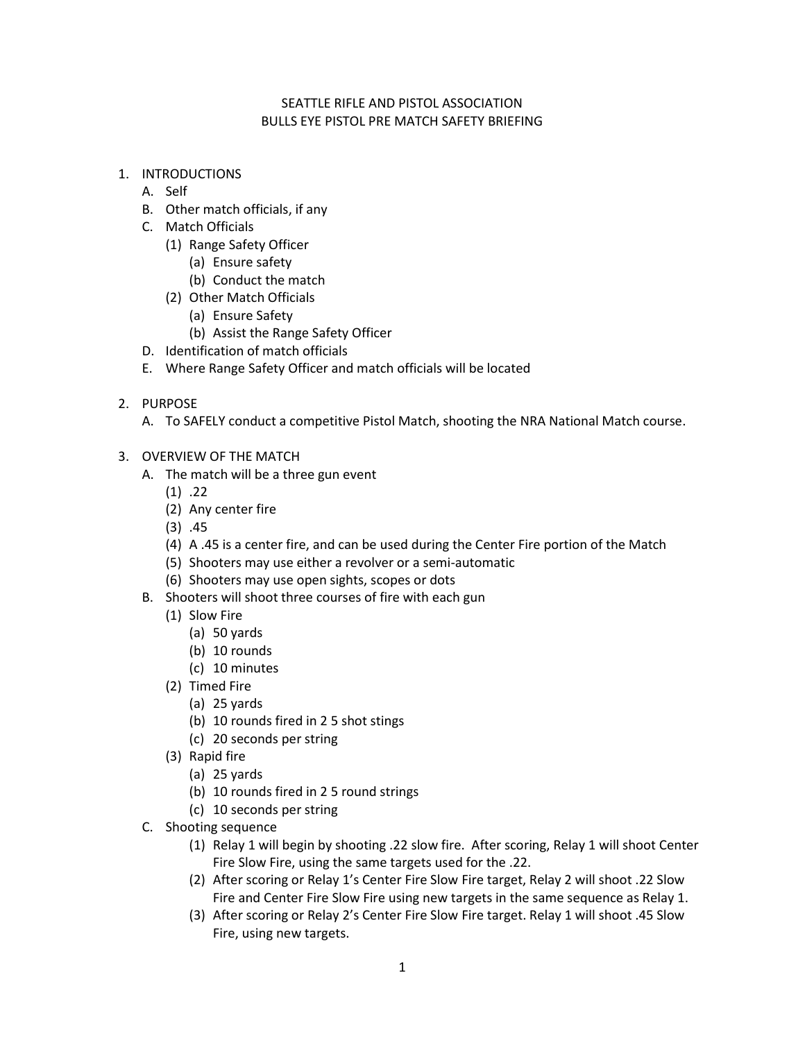# SEATTLE RIFLE AND PISTOL ASSOCIATION
## BULLS EYE PISTOL PRE MATCH SAFETY BRIEFING

1. INTRODUCTIONS
   - A. Self
   - B. Other match officials, if any
   - C. Match Officials
     - (1) Range Safety Officer
       - (a) Ensure safety
       - (b) Conduct the match
     - (2) Other Match Officials
       - (a) Ensure Safety
       - (b) Assist the Range Safety Officer
   - D. Identification of match officials
   - E. Where Range Safety Officer and match officials will be located

2. PURPOSE
   - A. To SAFELY conduct a competitive Pistol Match, shooting the NRA National Match course.

3. OVERVIEW OF THE MATCH
   - A. The match will be a three gun event
     - (1) .22
     - (2) Any center fire
     - (3) .45
     - (4) A .45 is a center fire, and can be used during the Center Fire portion of the Match
     - (5) Shooters may use either a revolver or a semi-automatic
     - (6) Shooters may use open sights, scopes or dots
   - B. Shooters will shoot three courses of fire with each gun
     - (1) Slow Fire
       - (a) 50 yards
       - (b) 10 rounds
       - (c) 10 minutes
     - (2) Timed Fire
       - (a) 25 yards
       - (b) 10 rounds fired in 2 5 shot stings
       - (c) 20 seconds per string
     - (3) Rapid fire
       - (a) 25 yards
       - (b) 10 rounds fired in 2 5 round strings
       - (c) 10 seconds per string
   - C. Shooting sequence
     - (1) Relay 1 will begin by shooting .22 slow fire. After scoring, Relay 1 will shoot Center Fire Slow Fire, using the same targets used for the .22.
     - (2) After scoring or Relay 1's Center Fire Slow Fire target, Relay 2 will shoot .22 Slow Fire and Center Fire Slow Fire using new targets in the same sequence as Relay 1.
     - (3) After scoring or Relay 2's Center Fire Slow Fire target. Relay 1 will shoot .45 Slow Fire, using new targets.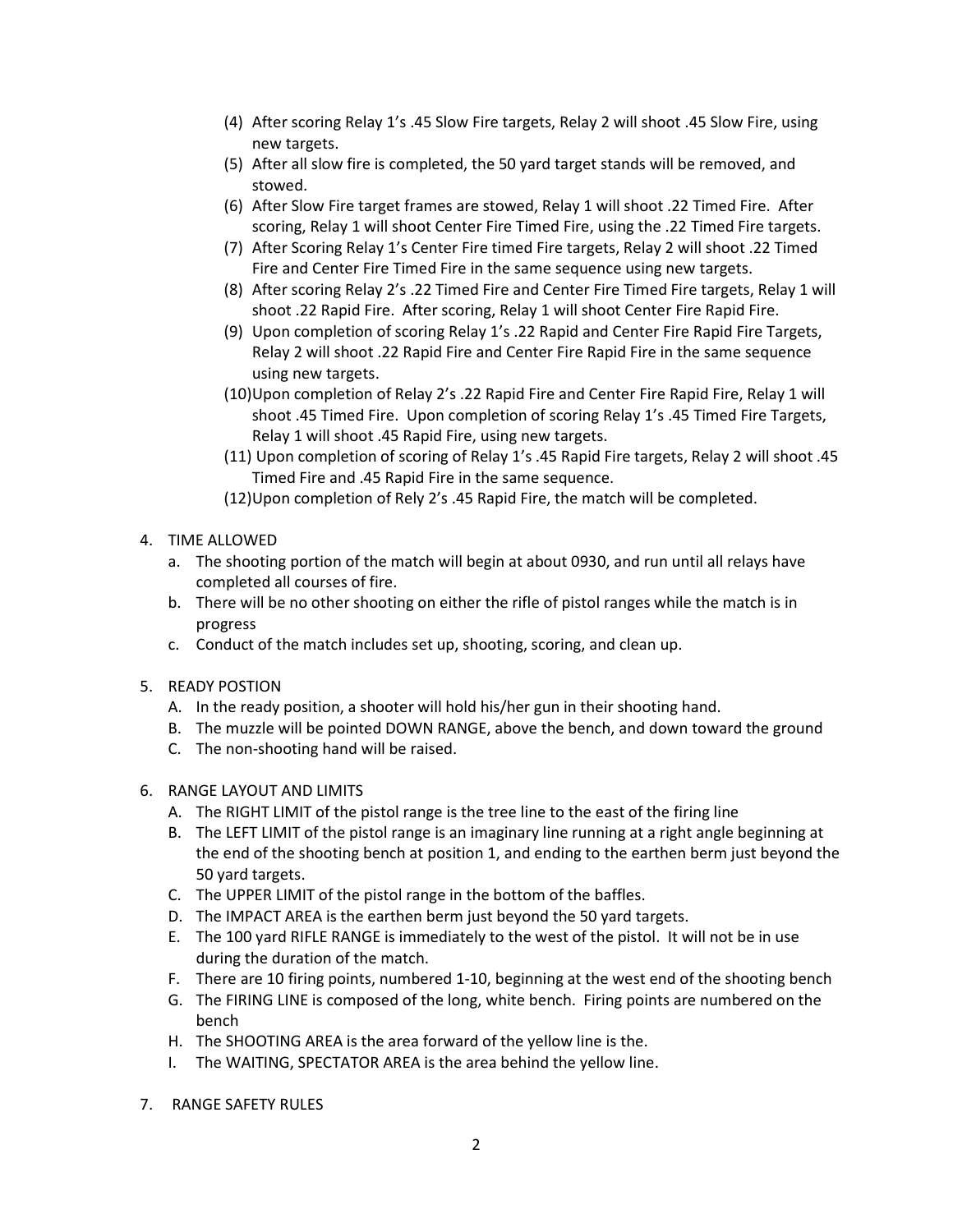(4) After scoring Relay 1's .45 Slow Fire targets, Relay 2 will shoot .45 Slow Fire, using new targets.
(5) After all slow fire is completed, the 50 yard target stands will be removed, and stowed.
(6) After Slow Fire target frames are stowed, Relay 1 will shoot .22 Timed Fire. After scoring, Relay 1 will shoot Center Fire Timed Fire, using the .22 Timed Fire targets.
(7) After Scoring Relay 1's Center Fire timed Fire targets, Relay 2 will shoot .22 Timed Fire and Center Fire Timed Fire in the same sequence using new targets.
(8) After scoring Relay 2's .22 Timed Fire and Center Fire Timed Fire targets, Relay 1 will shoot .22 Rapid Fire. After scoring, Relay 1 will shoot Center Fire Rapid Fire.
(9) Upon completion of scoring Relay 1's .22 Rapid and Center Fire Rapid Fire Targets, Relay 2 will shoot .22 Rapid Fire and Center Fire Rapid Fire in the same sequence using new targets.
(10) Upon completion of Relay 2's .22 Rapid Fire and Center Fire Rapid Fire, Relay 1 will shoot .45 Timed Fire. Upon completion of scoring Relay 1's .45 Timed Fire Targets, Relay 1 will shoot .45 Rapid Fire, using new targets.
(11) Upon completion of scoring of Relay 1's .45 Rapid Fire targets, Relay 2 will shoot .45 Timed Fire and .45 Rapid Fire in the same sequence.
(12) Upon completion of Rely 2's .45 Rapid Fire, the match will be completed.

4. TIME ALLOWED
   a. The shooting portion of the match will begin at about 0930, and run until all relays have completed all courses of fire.
   b. There will be no other shooting on either the rifle of pistol ranges while the match is in progress
   c. Conduct of the match includes set up, shooting, scoring, and clean up.

5. READY POSTION
   A. In the ready position, a shooter will hold his/her gun in their shooting hand.
   B. The muzzle will be pointed DOWN RANGE, above the bench, and down toward the ground
   C. The non-shooting hand will be raised.

6. RANGE LAYOUT AND LIMITS
   A. The RIGHT LIMIT of the pistol range is the tree line to the east of the firing line
   B. The LEFT LIMIT of the pistol range is an imaginary line running at a right angle beginning at the end of the shooting bench at position 1, and ending to the earthen berm just beyond the 50 yard targets.
   C. The UPPER LIMIT of the pistol range in the bottom of the baffles.
   D. The IMPACT AREA is the earthen berm just beyond the 50 yard targets.
   E. The 100 yard RIFLE RANGE is immediately to the west of the pistol. It will not be in use during the duration of the match.
   F. There are 10 firing points, numbered 1-10, beginning at the west end of the shooting bench
   G. The FIRING LINE is composed of the long, white bench. Firing points are numbered on the bench
   H. The SHOOTING AREA is the area forward of the yellow line is the.
   I. The WAITING, SPECTATOR AREA is the area behind the yellow line.

7. RANGE SAFETY RULES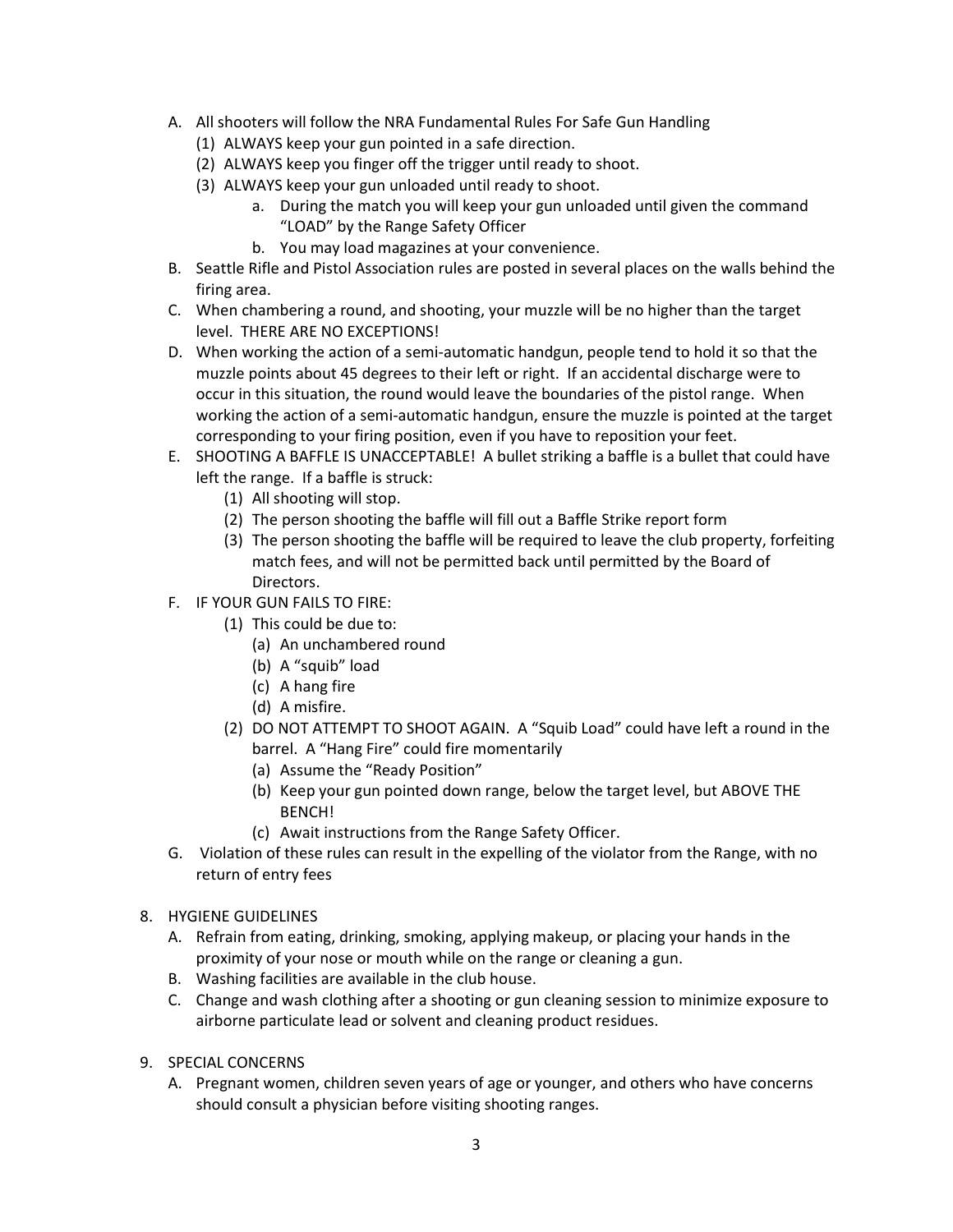A. All shooters will follow the NRA Fundamental Rules For Safe Gun Handling
   (1) ALWAYS keep your gun pointed in a safe direction.
   (2) ALWAYS keep you finger off the trigger until ready to shoot.
   (3) ALWAYS keep your gun unloaded until ready to shoot.
      a. During the match you will keep your gun unloaded until given the command "LOAD" by the Range Safety Officer
      b. You may load magazines at your convenience.

B. Seattle Rifle and Pistol Association rules are posted in several places on the walls behind the firing area.

C. When chambering a round, and shooting, your muzzle will be no higher than the target level. THERE ARE NO EXCEPTIONS!

D. When working the action of a semi-automatic handgun, people tend to hold it so that the muzzle points about 45 degrees to their left or right. If an accidental discharge were to occur in this situation, the round would leave the boundaries of the pistol range. When working the action of a semi-automatic handgun, ensure the muzzle is pointed at the target corresponding to your firing position, even if you have to reposition your feet.

E. SHOOTING A BAFFLE IS UNACCEPTABLE! A bullet striking a baffle is a bullet that could have left the range. If a baffle is struck:
   (1) All shooting will stop.
   (2) The person shooting the baffle will fill out a Baffle Strike report form
   (3) The person shooting the baffle will be required to leave the club property, forfeiting match fees, and will not be permitted back until permitted by the Board of Directors.

F. IF YOUR GUN FAILS TO FIRE:
   (1) This could be due to:
      (a) An unchambered round
      (b) A "squib" load
      (c) A hang fire
      (d) A misfire.
   (2) DO NOT ATTEMPT TO SHOOT AGAIN. A "Squib Load" could have left a round in the barrel. A "Hang Fire" could fire momentarily
      (a) Assume the "Ready Position"
      (b) Keep your gun pointed down range, below the target level, but ABOVE THE BENCH!
      (c) Await instructions from the Range Safety Officer.

G. Violation of these rules can result in the expelling of the violator from the Range, with no return of entry fees

8. HYGIENE GUIDELINES
   A. Refrain from eating, drinking, smoking, applying makeup, or placing your hands in the proximity of your nose or mouth while on the range or cleaning a gun.
   B. Washing facilities are available in the club house.
   C. Change and wash clothing after a shooting or gun cleaning session to minimize exposure to airborne particulate lead or solvent and cleaning product residues.

9. SPECIAL CONCERNS
   A. Pregnant women, children seven years of age or younger, and others who have concerns should consult a physician before visiting shooting ranges.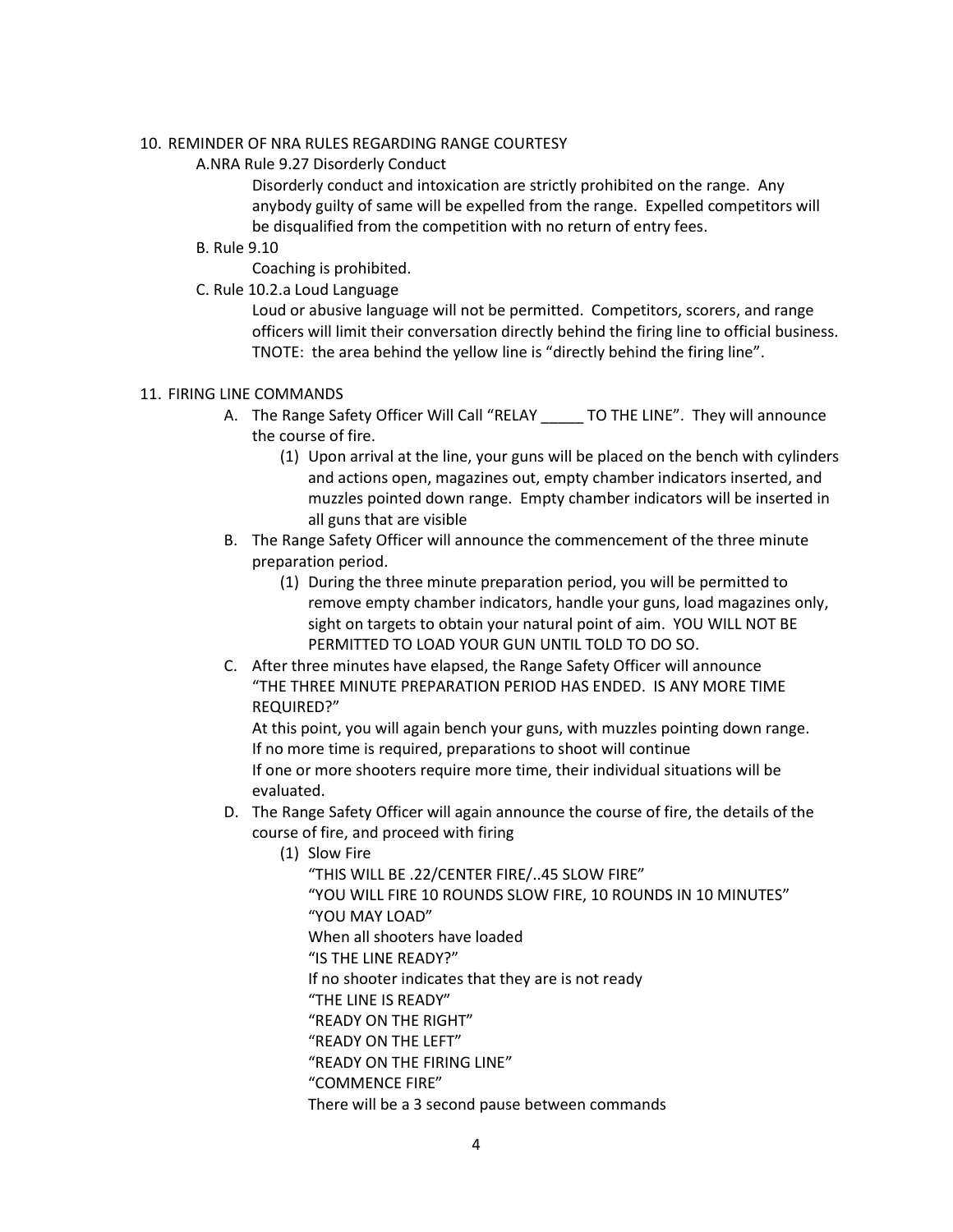10. REMINDER OF NRA RULES REGARDING RANGE COURTESY

    A.NRA Rule 9.27 Disorderly Conduct

    Disorderly conduct and intoxication are strictly prohibited on the range. Any anybody guilty of same will be expelled from the range. Expelled competitors will be disqualified from the competition with no return of entry fees.

    B. Rule 9.10

    Coaching is prohibited.

    C. Rule 10.2.a Loud Language

    Loud or abusive language will not be permitted. Competitors, scorers, and range officers will limit their conversation directly behind the firing line to official business. TNOTE: the area behind the yellow line is "directly behind the firing line".

11. FIRING LINE COMMANDS

    A. The Range Safety Officer Will Call "RELAY _____ TO THE LINE". They will announce the course of fire.

        (1) Upon arrival at the line, your guns will be placed on the bench with cylinders and actions open, magazines out, empty chamber indicators inserted, and muzzles pointed down range. Empty chamber indicators will be inserted in all guns that are visible

    B. The Range Safety Officer will announce the commencement of the three minute preparation period.

        (1) During the three minute preparation period, you will be permitted to remove empty chamber indicators, handle your guns, load magazines only, sight on targets to obtain your natural point of aim. YOU WILL NOT BE PERMITTED TO LOAD YOUR GUN UNTIL TOLD TO DO SO.

    C. After three minutes have elapsed, the Range Safety Officer will announce "THE THREE MINUTE PREPARATION PERIOD HAS ENDED. IS ANY MORE TIME REQUIRED?"

       At this point, you will again bench your guns, with muzzles pointing down range.
       If no more time is required, preparations to shoot will continue
       If one or more shooters require more time, their individual situations will be evaluated.

    D. The Range Safety Officer will again announce the course of fire, the details of the course of fire, and proceed with firing

        (1) Slow Fire

            "THIS WILL BE .22/CENTER FIRE/..45 SLOW FIRE"
            "YOU WILL FIRE 10 ROUNDS SLOW FIRE, 10 ROUNDS IN 10 MINUTES"
            "YOU MAY LOAD"
            When all shooters have loaded
            "IS THE LINE READY?"
            If no shooter indicates that they are is not ready
            "THE LINE IS READY"
            "READY ON THE RIGHT"
            "READY ON THE LEFT"
            "READY ON THE FIRING LINE"
            "COMMENCE FIRE"
            There will be a 3 second pause between commands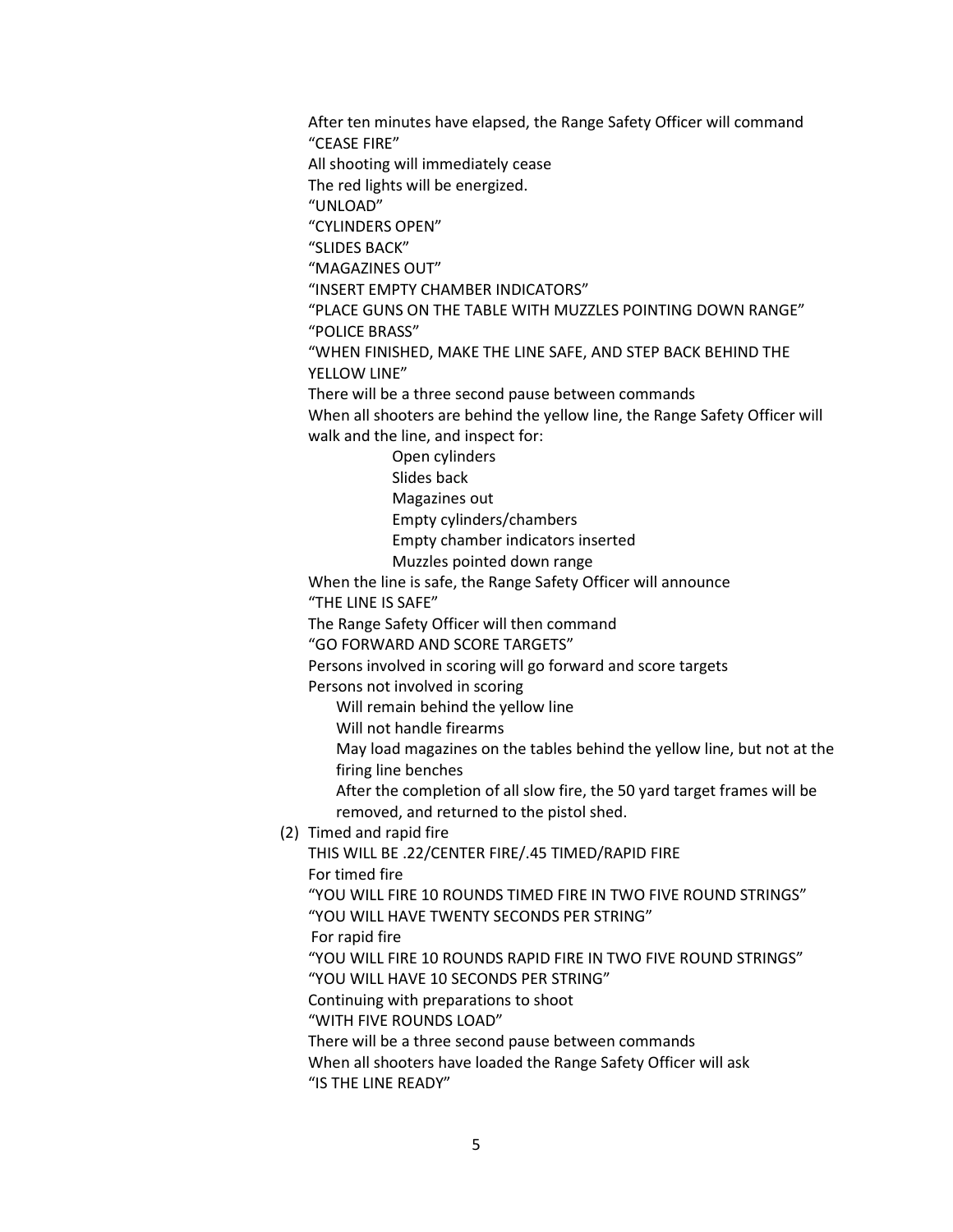After ten minutes have elapsed, the Range Safety Officer will command
"CEASE FIRE"
All shooting will immediately cease
The red lights will be energized.
"UNLOAD"
"CYLINDERS OPEN"
"SLIDES BACK"
"MAGAZINES OUT"
"INSERT EMPTY CHAMBER INDICATORS"
"PLACE GUNS ON THE TABLE WITH MUZZLES POINTING DOWN RANGE"
"POLICE BRASS"
"WHEN FINISHED, MAKE THE LINE SAFE, AND STEP BACK BEHIND THE YELLOW LINE"
There will be a three second pause between commands
When all shooters are behind the yellow line, the Range Safety Officer will walk and the line, and inspect for:

- Open cylinders
- Slides back
- Magazines out
- Empty cylinders/chambers
- Empty chamber indicators inserted
- Muzzles pointed down range

When the line is safe, the Range Safety Officer will announce
"THE LINE IS SAFE"
The Range Safety Officer will then command
"GO FORWARD AND SCORE TARGETS"
Persons involved in scoring will go forward and score targets
Persons not involved in scoring

- Will remain behind the yellow line
- Will not handle firearms
- May load magazines on the tables behind the yellow line, but not at the firing line benches
- After the completion of all slow fire, the 50 yard target frames will be removed, and returned to the pistol shed.

(2) Timed and rapid fire
THIS WILL BE .22/CENTER FIRE/.45 TIMED/RAPID FIRE
For timed fire
"YOU WILL FIRE 10 ROUNDS TIMED FIRE IN TWO FIVE ROUND STRINGS"
"YOU WILL HAVE TWENTY SECONDS PER STRING"
For rapid fire
"YOU WILL FIRE 10 ROUNDS RAPID FIRE IN TWO FIVE ROUND STRINGS"
"YOU WILL HAVE 10 SECONDS PER STRING"
Continuing with preparations to shoot
"WITH FIVE ROUNDS LOAD"
There will be a three second pause between commands
When all shooters have loaded the Range Safety Officer will ask
"IS THE LINE READY"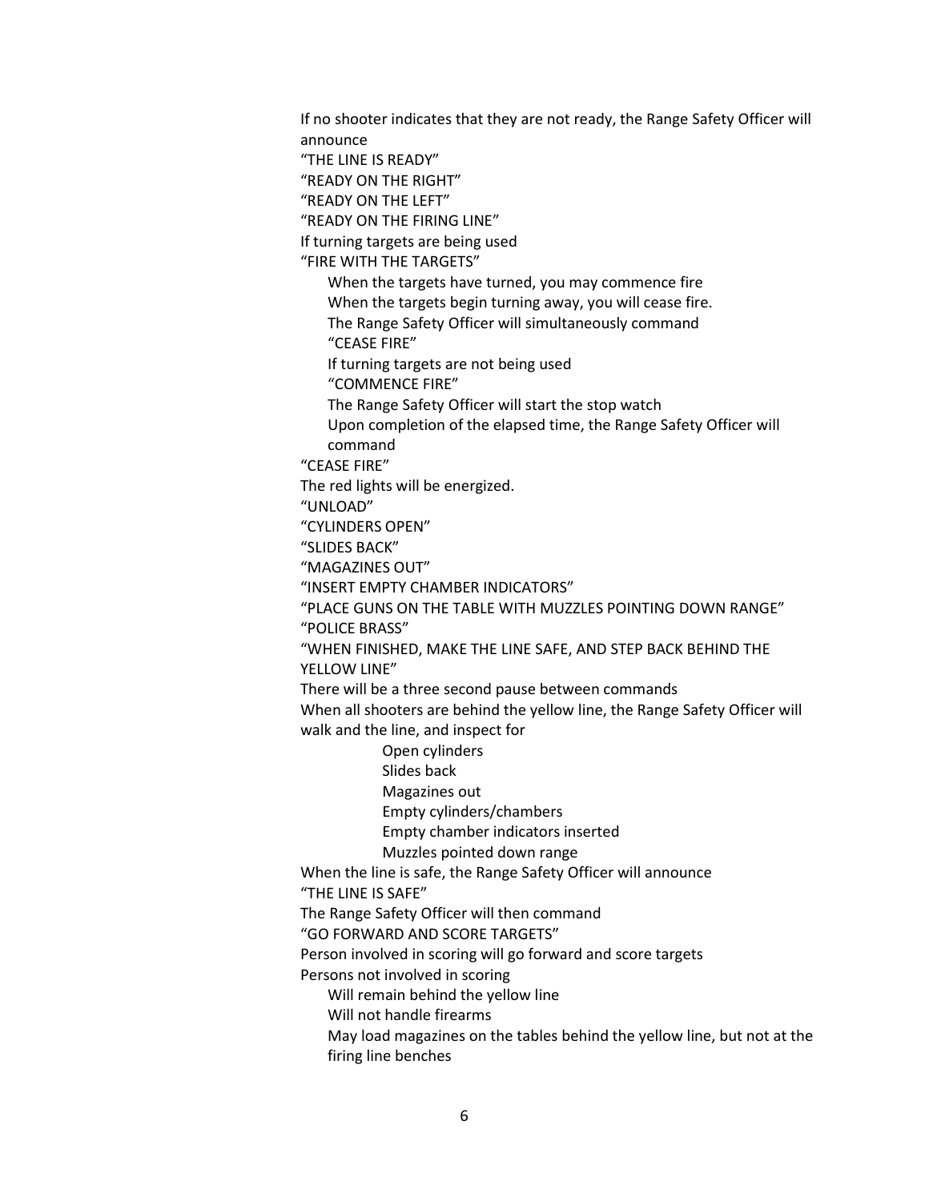If no shooter indicates that they are not ready, the Range Safety Officer will announce

"THE LINE IS READY"

"READY ON THE RIGHT"

"READY ON THE LEFT"

"READY ON THE FIRING LINE"

If turning targets are being used

"FIRE WITH THE TARGETS"

- When the targets have turned, you may commence fire
- When the targets begin turning away, you will cease fire.
- The Range Safety Officer will simultaneously command
- "CEASE FIRE"
- If turning targets are not being used
- "COMMENCE FIRE"
- The Range Safety Officer will start the stop watch
- Upon completion of the elapsed time, the Range Safety Officer will command

"CEASE FIRE"

The red lights will be energized.

"UNLOAD"

"CYLINDERS OPEN"

"SLIDES BACK"

"MAGAZINES OUT"

"INSERT EMPTY CHAMBER INDICATORS"

"PLACE GUNS ON THE TABLE WITH MUZZLES POINTING DOWN RANGE"

"POLICE BRASS"

"WHEN FINISHED, MAKE THE LINE SAFE, AND STEP BACK BEHIND THE YELLOW LINE"

There will be a three second pause between commands

When all shooters are behind the yellow line, the Range Safety Officer will walk and the line, and inspect for

- Open cylinders
- Slides back
- Magazines out
- Empty cylinders/chambers
- Empty chamber indicators inserted
- Muzzles pointed down range

When the line is safe, the Range Safety Officer will announce

"THE LINE IS SAFE"

The Range Safety Officer will then command

"GO FORWARD AND SCORE TARGETS"

Person involved in scoring will go forward and score targets

Persons not involved in scoring

- Will remain behind the yellow line
- Will not handle firearms
- May load magazines on the tables behind the yellow line, but not at the firing line benches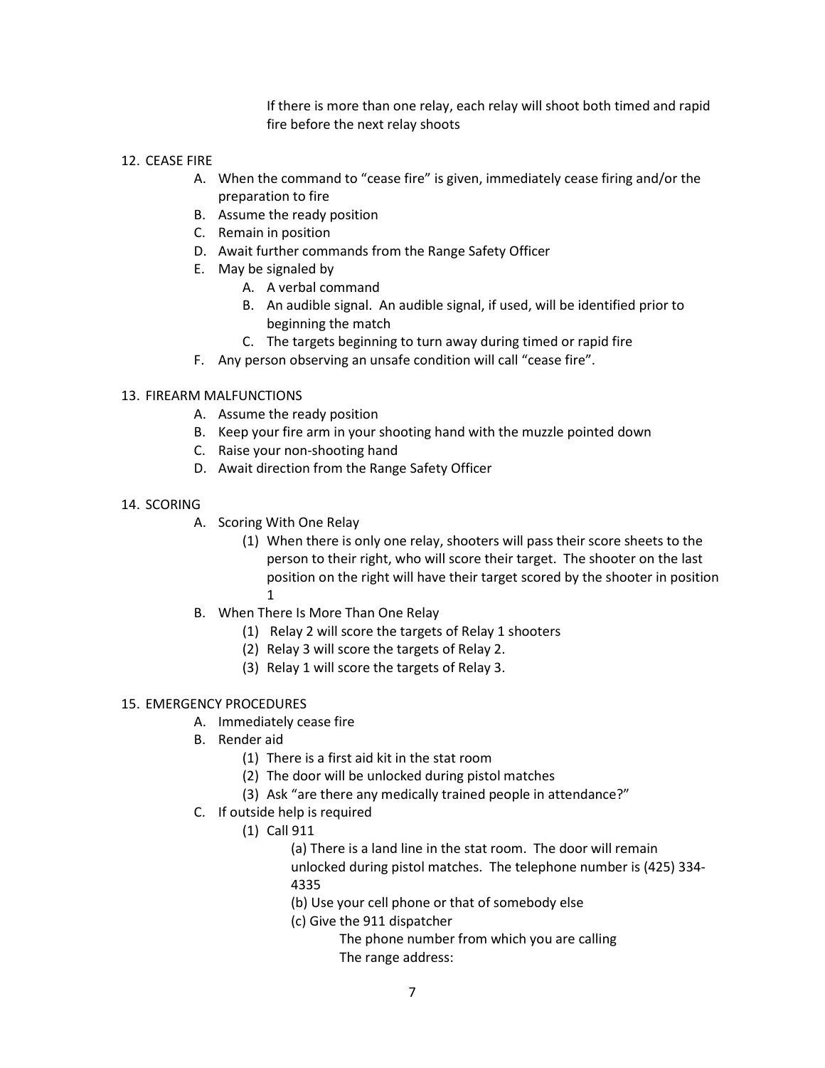If there is more than one relay, each relay will shoot both timed and rapid fire before the next relay shoots

12. CEASE FIRE
    - A. When the command to "cease fire" is given, immediately cease firing and/or the preparation to fire
    - B. Assume the ready position
    - C. Remain in position
    - D. Await further commands from the Range Safety Officer
    - E. May be signaled by
        - A. A verbal command
        - B. An audible signal. An audible signal, if used, will be identified prior to beginning the match
        - C. The targets beginning to turn away during timed or rapid fire
    - F. Any person observing an unsafe condition will call "cease fire".

13. FIREARM MALFUNCTIONS
    - A. Assume the ready position
    - B. Keep your fire arm in your shooting hand with the muzzle pointed down
    - C. Raise your non-shooting hand
    - D. Await direction from the Range Safety Officer

14. SCORING
    - A. Scoring With One Relay
        - (1) When there is only one relay, shooters will pass their score sheets to the person to their right, who will score their target. The shooter on the last position on the right will have their target scored by the shooter in position 1
    - B. When There Is More Than One Relay
        - (1) Relay 2 will score the targets of Relay 1 shooters
        - (2) Relay 3 will score the targets of Relay 2.
        - (3) Relay 1 will score the targets of Relay 3.

15. EMERGENCY PROCEDURES
    - A. Immediately cease fire
    - B. Render aid
        - (1) There is a first aid kit in the stat room
        - (2) The door will be unlocked during pistol matches
        - (3) Ask "are there any medically trained people in attendance?"
    - C. If outside help is required
        - (1) Call 911
            - (a) There is a land line in the stat room. The door will remain unlocked during pistol matches. The telephone number is (425) 334-4335
            - (b) Use your cell phone or that of somebody else
            - (c) Give the 911 dispatcher
                - The phone number from which you are calling
                - The range address: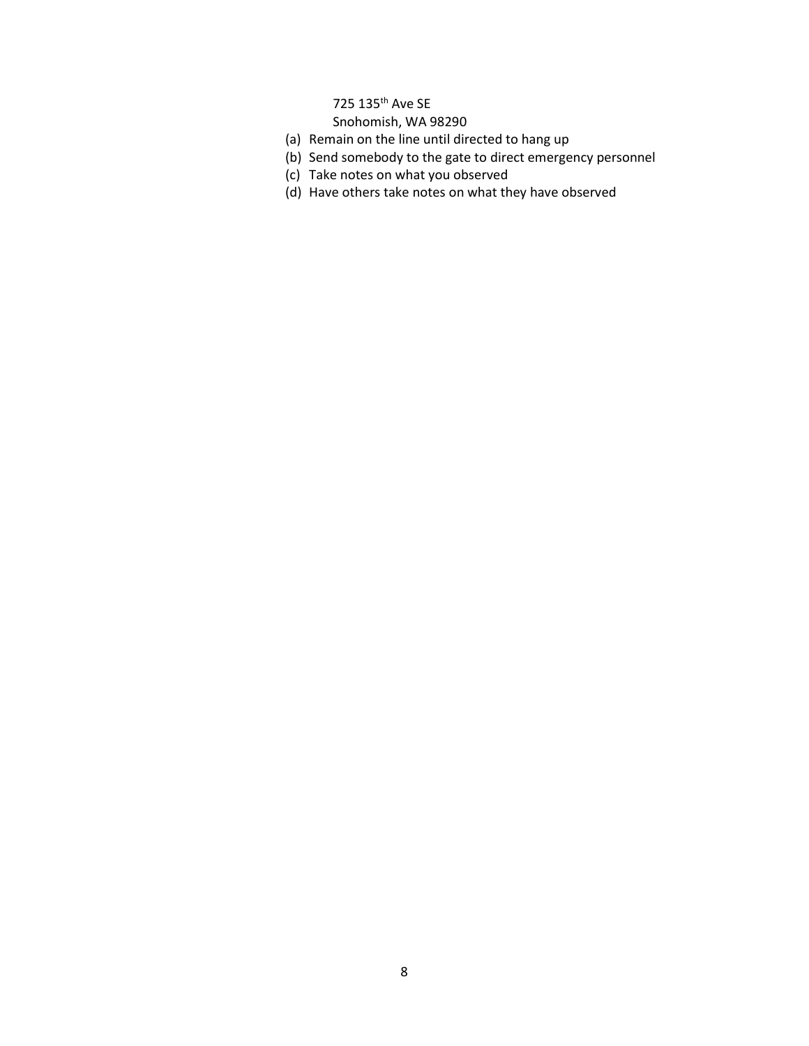725 135th Ave SE

Snohomish, WA 98290

(a) Remain on the line until directed to hang up
(b) Send somebody to the gate to direct emergency personnel
(c) Take notes on what you observed
(d) Have others take notes on what they have observed